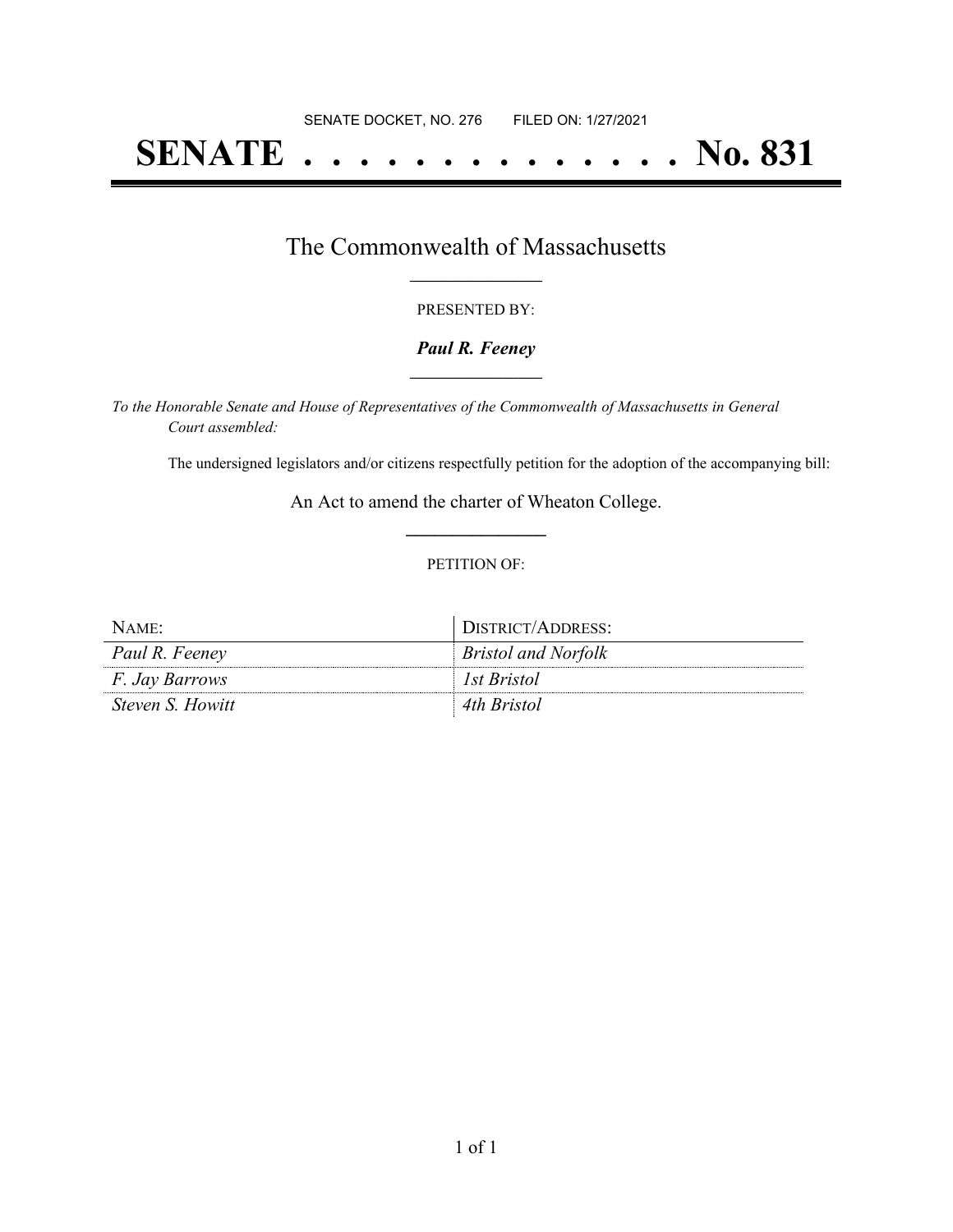SENATE DOCKET, NO. 276        FILED ON: 1/27/2021

# SENATE . . . . . . . . . . . . . . No. 831

## The Commonwealth of Massachusetts

PRESENTED BY:

***Paul R. Feeney***

*To the Honorable Senate and House of Representatives of the Commonwealth of Massachusetts in General Court assembled:*

The undersigned legislators and/or citizens respectfully petition for the adoption of the accompanying bill:

An Act to amend the charter of Wheaton College.

PETITION OF:

| NAME: | DISTRICT/ADDRESS: |
|---|---|
| *Paul R. Feeney* | *Bristol and Norfolk* |
| *F. Jay Barrows* | *1st Bristol* |
| *Steven S. Howitt* | *4th Bristol* |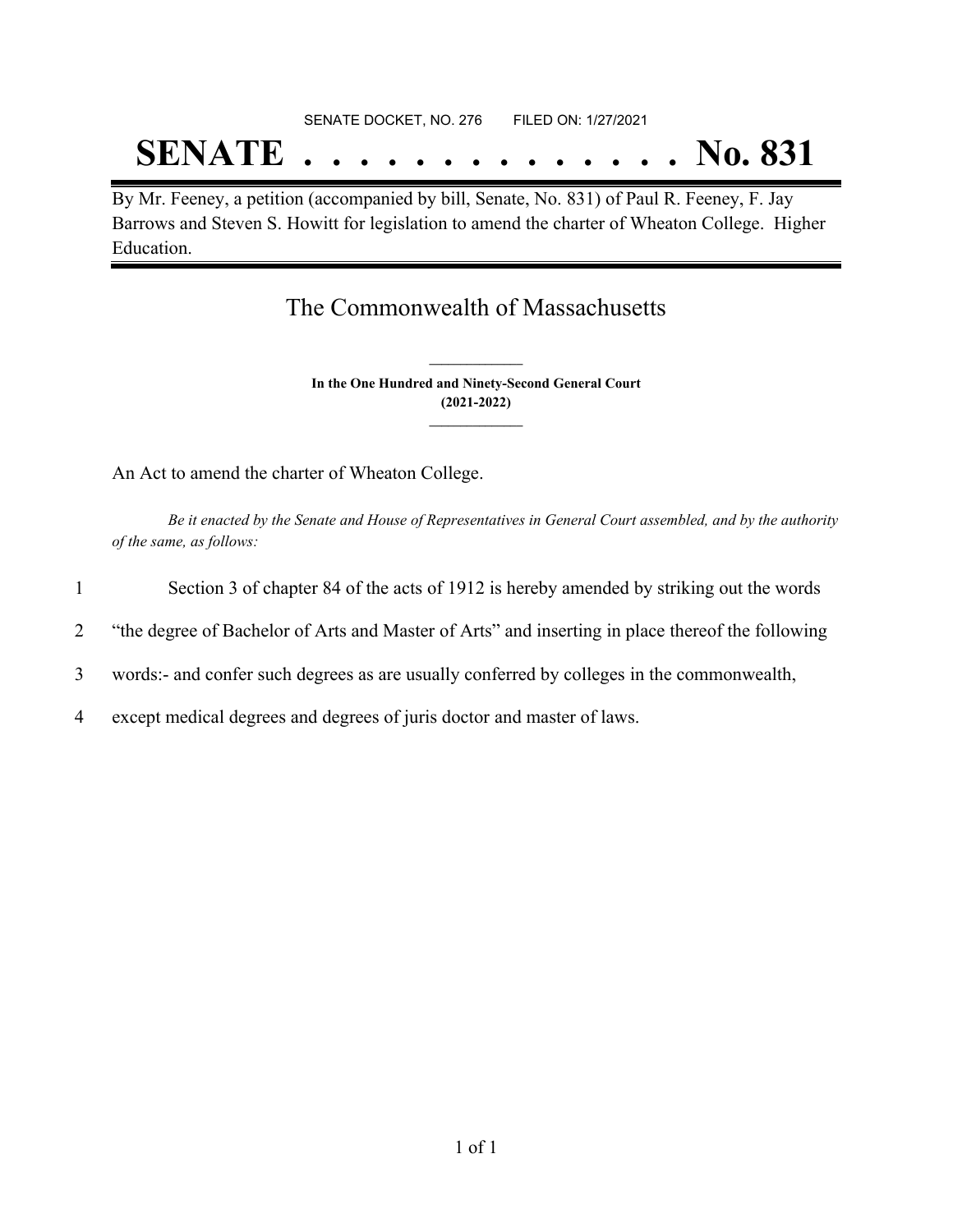SENATE DOCKET, NO. 276 FILED ON: 1/27/2021

# SENATE . . . . . . . . . . . . . . No. 831

By Mr. Feeney, a petition (accompanied by bill, Senate, No. 831) of Paul R. Feeney, F. Jay Barrows and Steven S. Howitt for legislation to amend the charter of Wheaton College. Higher Education.

## The Commonwealth of Massachusetts

**In the One Hundred and Ninety-Second General Court**
**(2021-2022)**

An Act to amend the charter of Wheaton College.

*Be it enacted by the Senate and House of Representatives in General Court assembled, and by the authority of the same, as follows:*

1 Section 3 of chapter 84 of the acts of 1912 is hereby amended by striking out the words
2 “the degree of Bachelor of Arts and Master of Arts” and inserting in place thereof the following
3 words:- and confer such degrees as are usually conferred by colleges in the commonwealth,
4 except medical degrees and degrees of juris doctor and master of laws.